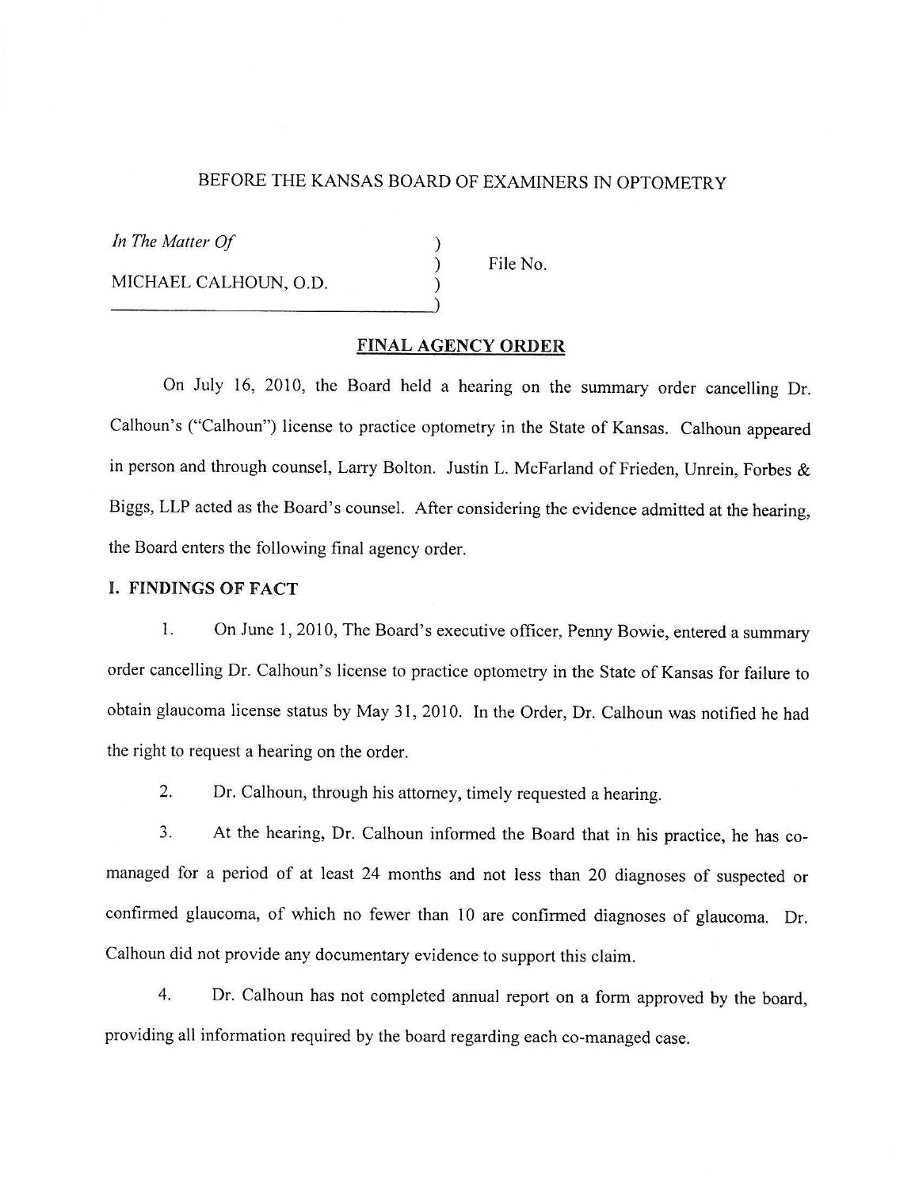BEFORE THE KANSAS BOARD OF EXAMINERS IN OPTOMETRY

*In The Matter Of*

MICHAEL CALHOUN, O.D.

File No.

## FINAL AGENCY ORDER

On July 16, 2010, the Board held a hearing on the summary order cancelling Dr. Calhoun's ("Calhoun") license to practice optometry in the State of Kansas. Calhoun appeared in person and through counsel, Larry Bolton. Justin L. McFarland of Frieden, Unrein, Forbes & Biggs, LLP acted as the Board's counsel. After considering the evidence admitted at the hearing, the Board enters the following final agency order.

### I. FINDINGS OF FACT

1. On June 1, 2010, The Board's executive officer, Penny Bowie, entered a summary order cancelling Dr. Calhoun's license to practice optometry in the State of Kansas for failure to obtain glaucoma license status by May 31, 2010. In the Order, Dr. Calhoun was notified he had the right to request a hearing on the order.

2. Dr. Calhoun, through his attorney, timely requested a hearing.

3. At the hearing, Dr. Calhoun informed the Board that in his practice, he has co-managed for a period of at least 24 months and not less than 20 diagnoses of suspected or confirmed glaucoma, of which no fewer than 10 are confirmed diagnoses of glaucoma. Dr. Calhoun did not provide any documentary evidence to support this claim.

4. Dr. Calhoun has not completed annual report on a form approved by the board, providing all information required by the board regarding each co-managed case.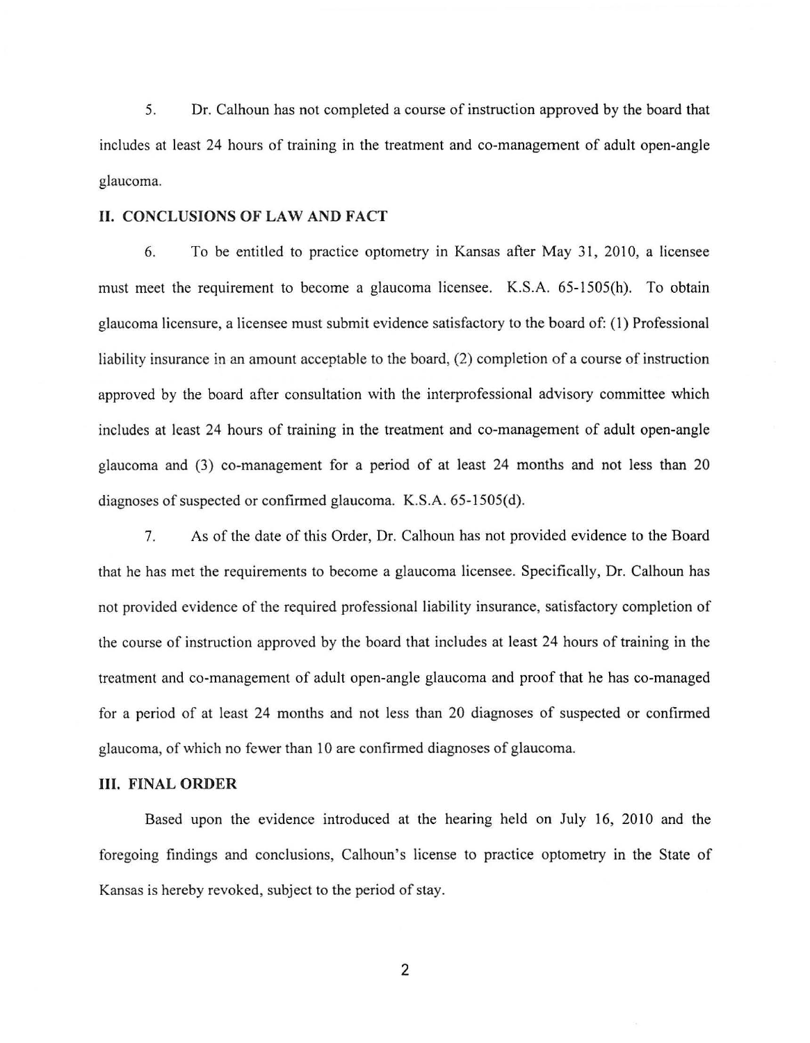5. Dr. Calhoun has not completed a course of instruction approved by the board that includes at least 24 hours of training in the treatment and co-management of adult open-angle glaucoma.

## II. CONCLUSIONS OF LAW AND FACT

6. To be entitled to practice optometry in Kansas after May 31, 2010, a licensee must meet the requirement to become a glaucoma licensee. K.S.A. 65-1505(h). To obtain glaucoma licensure, a licensee must submit evidence satisfactory to the board of: (1) Professional liability insurance in an amount acceptable to the board, (2) completion of a course of instruction approved by the board after consultation with the interprofessional advisory committee which includes at least 24 hours of training in the treatment and co-management of adult open-angle glaucoma and (3) co-management for a period of at least 24 months and not less than 20 diagnoses of suspected or confirmed glaucoma. K.S.A. 65-1505(d).

7. As of the date of this Order, Dr. Calhoun has not provided evidence to the Board that he has met the requirements to become a glaucoma licensee. Specifically, Dr. Calhoun has not provided evidence of the required professional liability insurance, satisfactory completion of the course of instruction approved by the board that includes at least 24 hours of training in the treatment and co-management of adult open-angle glaucoma and proof that he has co-managed for a period of at least 24 months and not less than 20 diagnoses of suspected or confirmed glaucoma, of which no fewer than 10 are confirmed diagnoses of glaucoma.

## III. FINAL ORDER

Based upon the evidence introduced at the hearing held on July 16, 2010 and the foregoing findings and conclusions, Calhoun's license to practice optometry in the State of Kansas is hereby revoked, subject to the period of stay.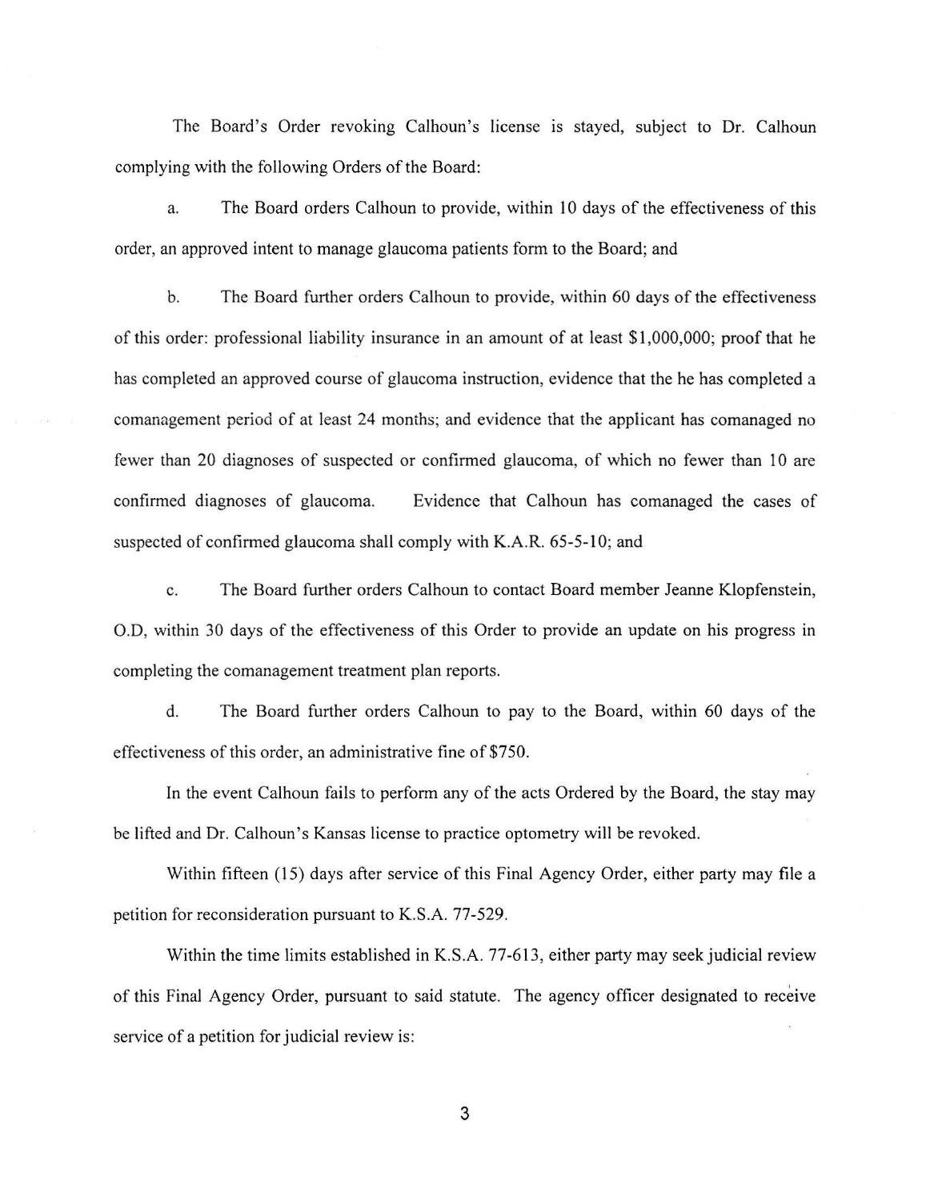The Board's Order revoking Calhoun's license is stayed, subject to Dr. Calhoun complying with the following Orders of the Board:

a. The Board orders Calhoun to provide, within 10 days of the effectiveness of this order, an approved intent to manage glaucoma patients form to the Board; and

b. The Board further orders Calhoun to provide, within 60 days of the effectiveness of this order: professional liability insurance in an amount of at least $1,000,000; proof that he has completed an approved course of glaucoma instruction, evidence that the he has completed a comanagement period of at least 24 months; and evidence that the applicant has comanaged no fewer than 20 diagnoses of suspected or confirmed glaucoma, of which no fewer than 10 are confirmed diagnoses of glaucoma. Evidence that Calhoun has comanaged the cases of suspected of confirmed glaucoma shall comply with K.A.R. 65-5-10; and

c. The Board further orders Calhoun to contact Board member Jeanne Klopfenstein, O.D, within 30 days of the effectiveness of this Order to provide an update on his progress in completing the comanagement treatment plan reports.

d. The Board further orders Calhoun to pay to the Board, within 60 days of the effectiveness of this order, an administrative fine of $750.

In the event Calhoun fails to perform any of the acts Ordered by the Board, the stay may be lifted and Dr. Calhoun's Kansas license to practice optometry will be revoked.

Within fifteen (15) days after service of this Final Agency Order, either party may file a petition for reconsideration pursuant to K.S.A. 77-529.

Within the time limits established in K.S.A. 77-613, either party may seek judicial review of this Final Agency Order, pursuant to said statute. The agency officer designated to receive service of a petition for judicial review is: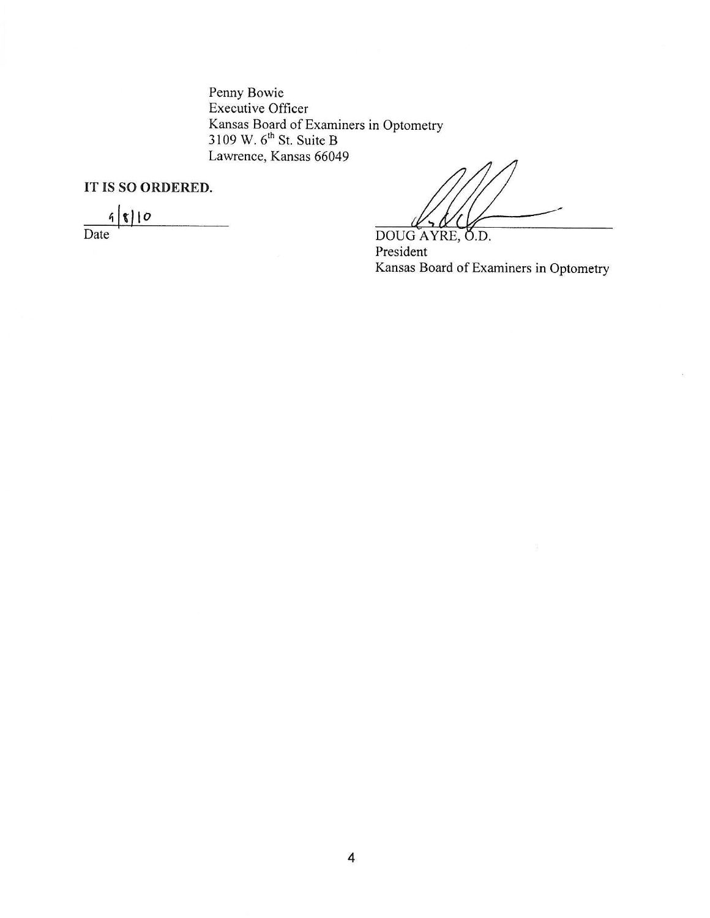Penny Bowie
Executive Officer
Kansas Board of Examiners in Optometry
3109 W. 6[th] St. Suite B
Lawrence, Kansas 66049

**IT IS SO ORDERED.**

9/8/10
Date

DOUG AYRE, O.D.
President
Kansas Board of Examiners in Optometry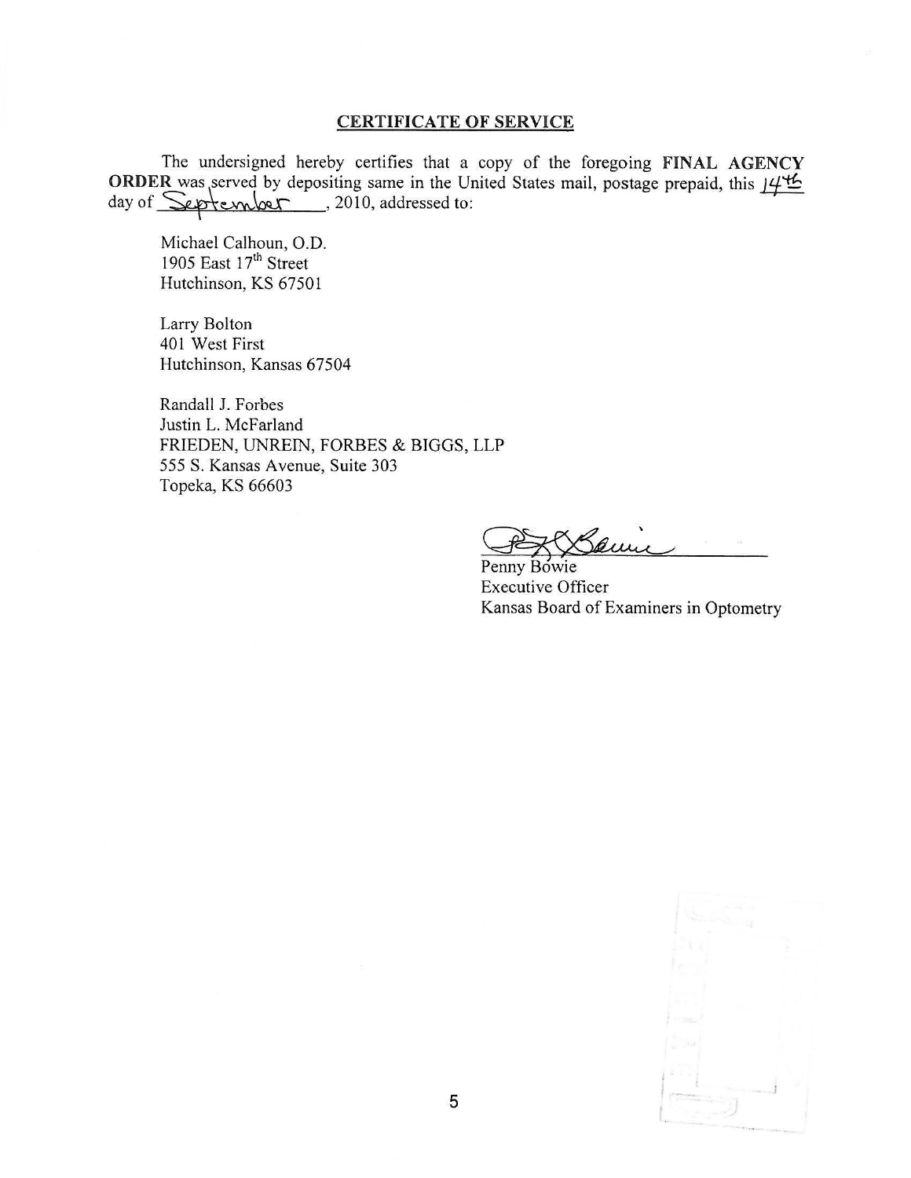## CERTIFICATE OF SERVICE

The undersigned hereby certifies that a copy of the foregoing **FINAL AGENCY ORDER** was served by depositing same in the United States mail, postage prepaid, this 14th day of September, 2010, addressed to:

Michael Calhoun, O.D.
1905 East 17th Street
Hutchinson, KS 67501

Larry Bolton
401 West First
Hutchinson, Kansas 67504

Randall J. Forbes
Justin L. McFarland
FRIEDEN, UNREIN, FORBES & BIGGS, LLP
555 S. Kansas Avenue, Suite 303
Topeka, KS 66603

Penny Bowie
Executive Officer
Kansas Board of Examiners in Optometry